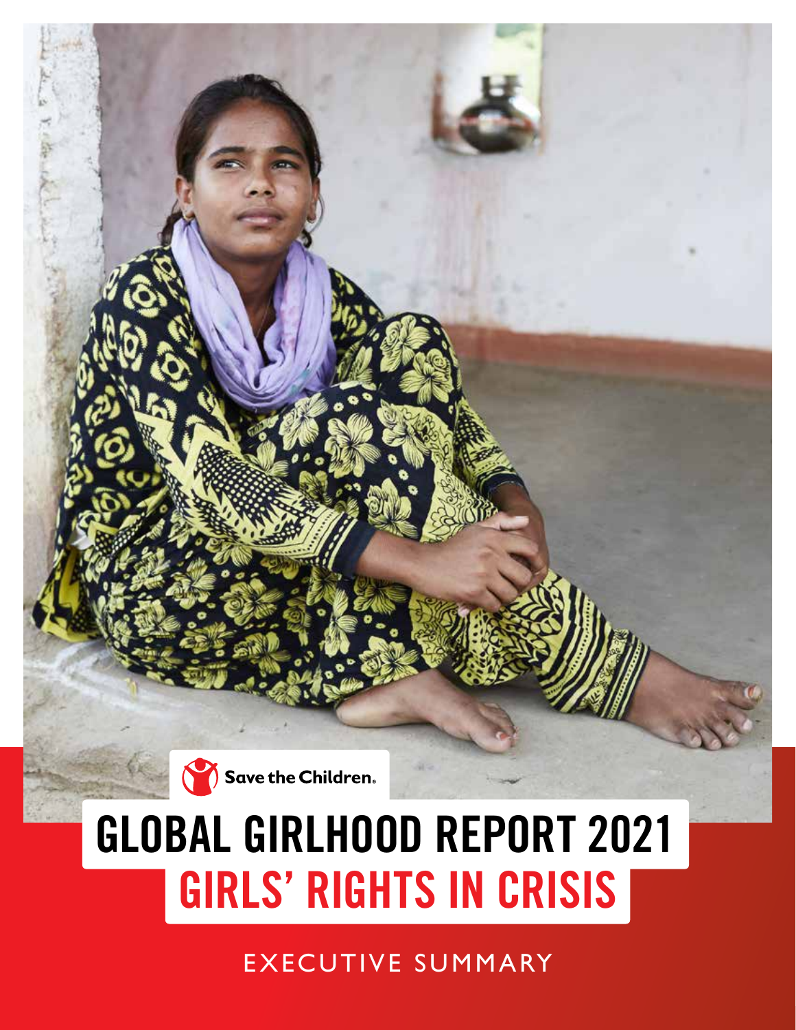Save the Children

# GLOBAL GIRLHOOD REPORT 2021

## GIRLS' RIGHTS IN CRISIS

EXECUTIVE SUMMARY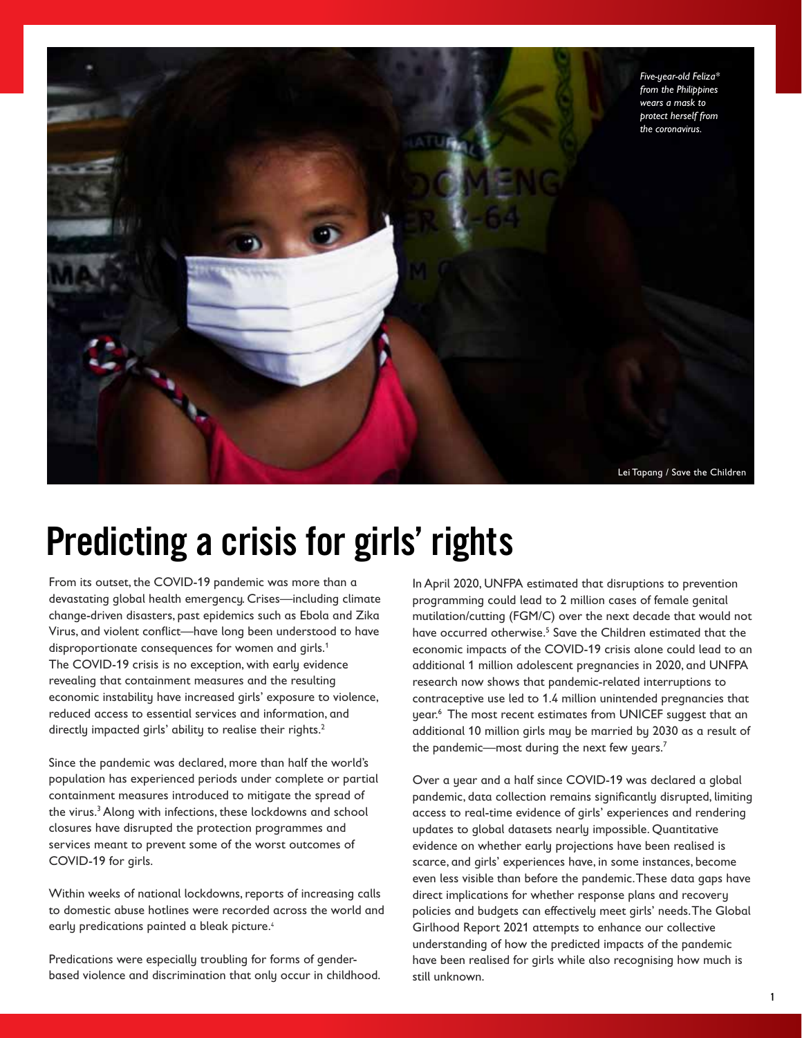*Five-year-old Feliza\* from the Philippines wears a mask to protect herself from the coronavirus.*

Lei Tapang / Save the Children

# Predicting a crisis for girls' rights

From its outset, the COVID-19 pandemic was more than a devastating global health emergency. Crises—including climate change-driven disasters, past epidemics such as Ebola and Zika Virus, and violent conflict—have long been understood to have disproportionate consequences for women and girls.[1] The COVID-19 crisis is no exception, with early evidence revealing that containment measures and the resulting economic instability have increased girls' exposure to violence, reduced access to essential services and information, and directly impacted girls' ability to realise their rights.[2]

Since the pandemic was declared, more than half the world's population has experienced periods under complete or partial containment measures introduced to mitigate the spread of the virus.[3] Along with infections, these lockdowns and school closures have disrupted the protection programmes and services meant to prevent some of the worst outcomes of COVID-19 for girls.

Within weeks of national lockdowns, reports of increasing calls to domestic abuse hotlines were recorded across the world and early predications painted a bleak picture.[4]

Predications were especially troubling for forms of gender-based violence and discrimination that only occur in childhood. In April 2020, UNFPA estimated that disruptions to prevention programming could lead to 2 million cases of female genital mutilation/cutting (FGM/C) over the next decade that would not have occurred otherwise.[5] Save the Children estimated that the economic impacts of the COVID-19 crisis alone could lead to an additional 1 million adolescent pregnancies in 2020, and UNFPA research now shows that pandemic-related interruptions to contraceptive use led to 1.4 million unintended pregnancies that year.[6] The most recent estimates from UNICEF suggest that an additional 10 million girls may be married by 2030 as a result of the pandemic—most during the next few years.[7]

Over a year and a half since COVID-19 was declared a global pandemic, data collection remains significantly disrupted, limiting access to real-time evidence of girls' experiences and rendering updates to global datasets nearly impossible. Quantitative evidence on whether early projections have been realised is scarce, and girls' experiences have, in some instances, become even less visible than before the pandemic. These data gaps have direct implications for whether response plans and recovery policies and budgets can effectively meet girls' needs. The Global Girlhood Report 2021 attempts to enhance our collective understanding of how the predicted impacts of the pandemic have been realised for girls while also recognising how much is still unknown.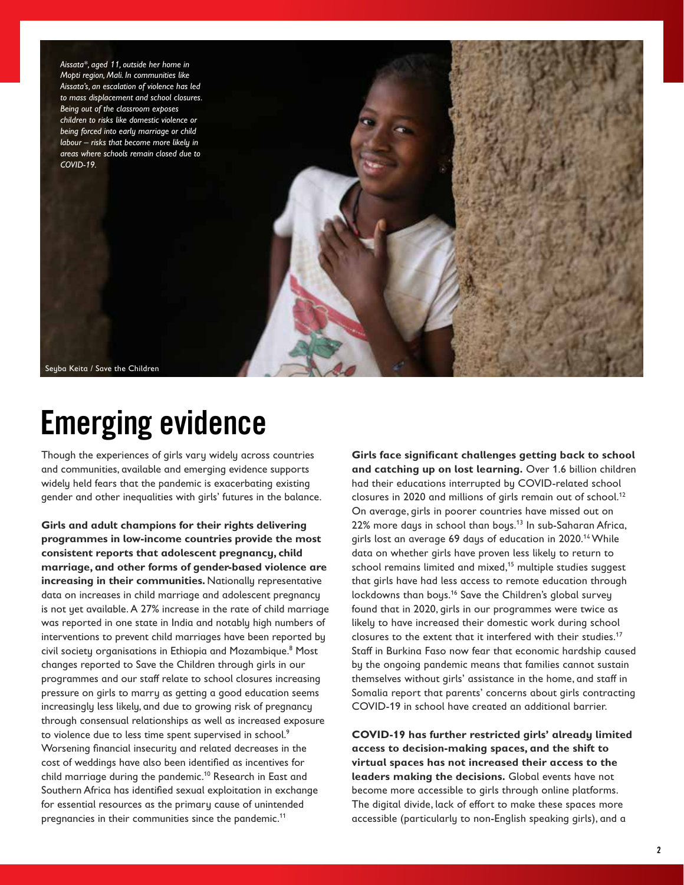*Aissata*, aged 11, outside her home in Mopti region, Mali. In communities like Aissata's, an escalation of violence has led to mass displacement and school closures. Being out of the classroom exposes children to risks like domestic violence or being forced into early marriage or child labour – risks that become more likely in areas where schools remain closed due to COVID-19.*

Seyba Keita / Save the Children

# Emerging evidence

Though the experiences of girls vary widely across countries and communities, available and emerging evidence supports widely held fears that the pandemic is exacerbating existing gender and other inequalities with girls' futures in the balance.

**Girls and adult champions for their rights delivering programmes in low-income countries provide the most consistent reports that adolescent pregnancy, child marriage, and other forms of gender-based violence are increasing in their communities.** Nationally representative data on increases in child marriage and adolescent pregnancy is not yet available. A 27% increase in the rate of child marriage was reported in one state in India and notably high numbers of interventions to prevent child marriages have been reported by civil society organisations in Ethiopia and Mozambique.[8] Most changes reported to Save the Children through girls in our programmes and our staff relate to school closures increasing pressure on girls to marry as getting a good education seems increasingly less likely, and due to growing risk of pregnancy through consensual relationships as well as increased exposure to violence due to less time spent supervised in school.[9] Worsening financial insecurity and related decreases in the cost of weddings have also been identified as incentives for child marriage during the pandemic.[10] Research in East and Southern Africa has identified sexual exploitation in exchange for essential resources as the primary cause of unintended pregnancies in their communities since the pandemic.[11]

**Girls face significant challenges getting back to school and catching up on lost learning.** Over 1.6 billion children had their educations interrupted by COVID-related school closures in 2020 and millions of girls remain out of school.[12] On average, girls in poorer countries have missed out on 22% more days in school than boys.[13] In sub-Saharan Africa, girls lost an average 69 days of education in 2020.[14] While data on whether girls have proven less likely to return to school remains limited and mixed,[15] multiple studies suggest that girls have had less access to remote education through lockdowns than boys.[16] Save the Children's global survey found that in 2020, girls in our programmes were twice as likely to have increased their domestic work during school closures to the extent that it interfered with their studies.[17] Staff in Burkina Faso now fear that economic hardship caused by the ongoing pandemic means that families cannot sustain themselves without girls' assistance in the home, and staff in Somalia report that parents' concerns about girls contracting COVID-19 in school have created an additional barrier.

**COVID-19 has further restricted girls' already limited access to decision-making spaces, and the shift to virtual spaces has not increased their access to the leaders making the decisions.** Global events have not become more accessible to girls through online platforms. The digital divide, lack of effort to make these spaces more accessible (particularly to non-English speaking girls), and a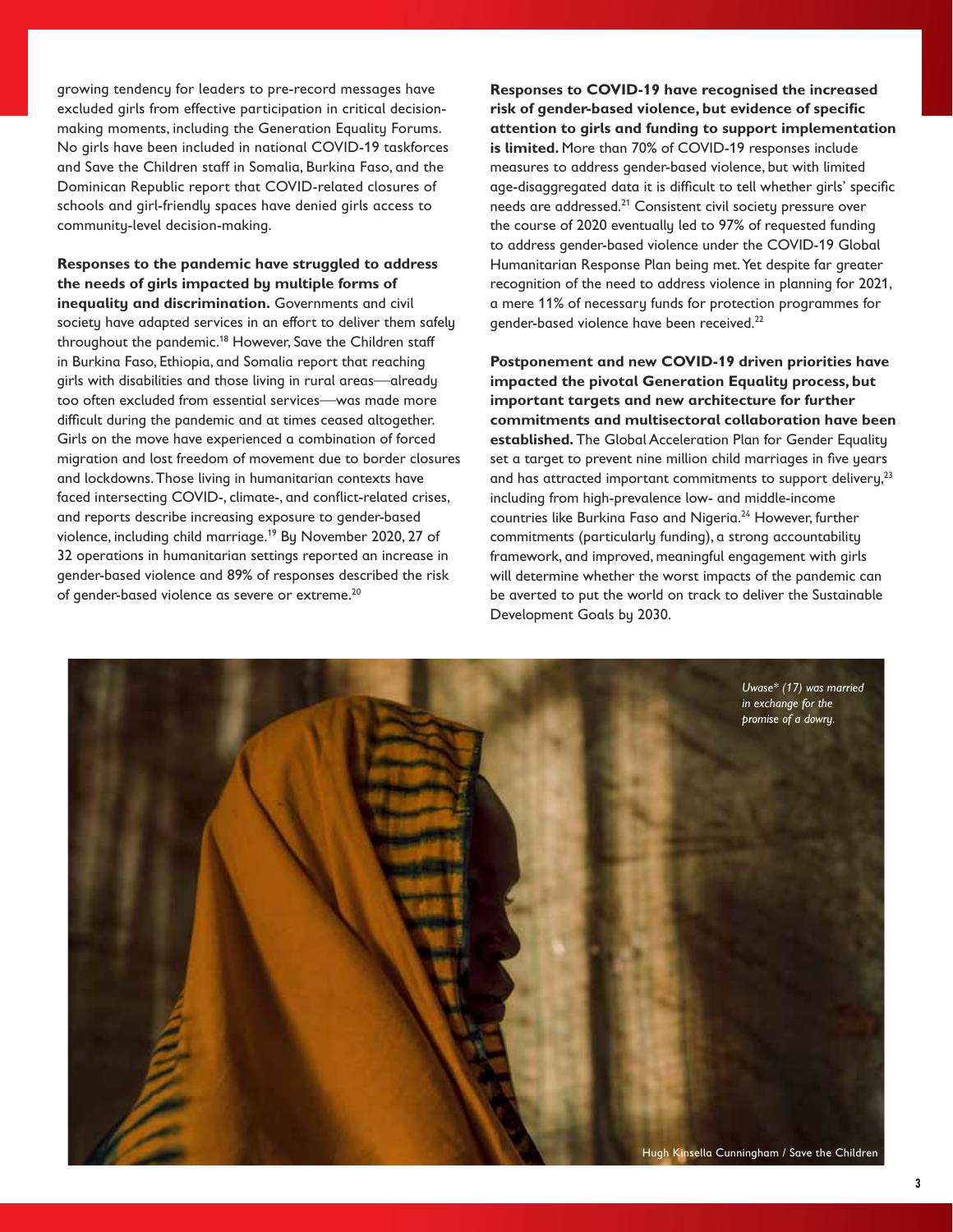growing tendency for leaders to pre-record messages have excluded girls from effective participation in critical decision-making moments, including the Generation Equality Forums. No girls have been included in national COVID-19 taskforces and Save the Children staff in Somalia, Burkina Faso, and the Dominican Republic report that COVID-related closures of schools and girl-friendly spaces have denied girls access to community-level decision-making.

**Responses to the pandemic have struggled to address the needs of girls impacted by multiple forms of inequality and discrimination.** Governments and civil society have adapted services in an effort to deliver them safely throughout the pandemic.[18] However, Save the Children staff in Burkina Faso, Ethiopia, and Somalia report that reaching girls with disabilities and those living in rural areas—already too often excluded from essential services—was made more difficult during the pandemic and at times ceased altogether. Girls on the move have experienced a combination of forced migration and lost freedom of movement due to border closures and lockdowns. Those living in humanitarian contexts have faced intersecting COVID-, climate-, and conflict-related crises, and reports describe increasing exposure to gender-based violence, including child marriage.[19] By November 2020, 27 of 32 operations in humanitarian settings reported an increase in gender-based violence and 89% of responses described the risk of gender-based violence as severe or extreme.[20]

**Responses to COVID-19 have recognised the increased risk of gender-based violence, but evidence of specific attention to girls and funding to support implementation is limited.** More than 70% of COVID-19 responses include measures to address gender-based violence, but with limited age-disaggregated data it is difficult to tell whether girls' specific needs are addressed.[21] Consistent civil society pressure over the course of 2020 eventually led to 97% of requested funding to address gender-based violence under the COVID-19 Global Humanitarian Response Plan being met. Yet despite far greater recognition of the need to address violence in planning for 2021, a mere 11% of necessary funds for protection programmes for gender-based violence have been received.[22]

**Postponement and new COVID-19 driven priorities have impacted the pivotal Generation Equality process, but important targets and new architecture for further commitments and multisectoral collaboration have been established.** The Global Acceleration Plan for Gender Equality set a target to prevent nine million child marriages in five years and has attracted important commitments to support delivery,[23] including from high-prevalence low- and middle-income countries like Burkina Faso and Nigeria.[24] However, further commitments (particularly funding), a strong accountability framework, and improved, meaningful engagement with girls will determine whether the worst impacts of the pandemic can be averted to put the world on track to deliver the Sustainable Development Goals by 2030.

*Uwase\* (17) was married in exchange for the promise of a dowry.*

Hugh Kinsella Cunningham / Save the Children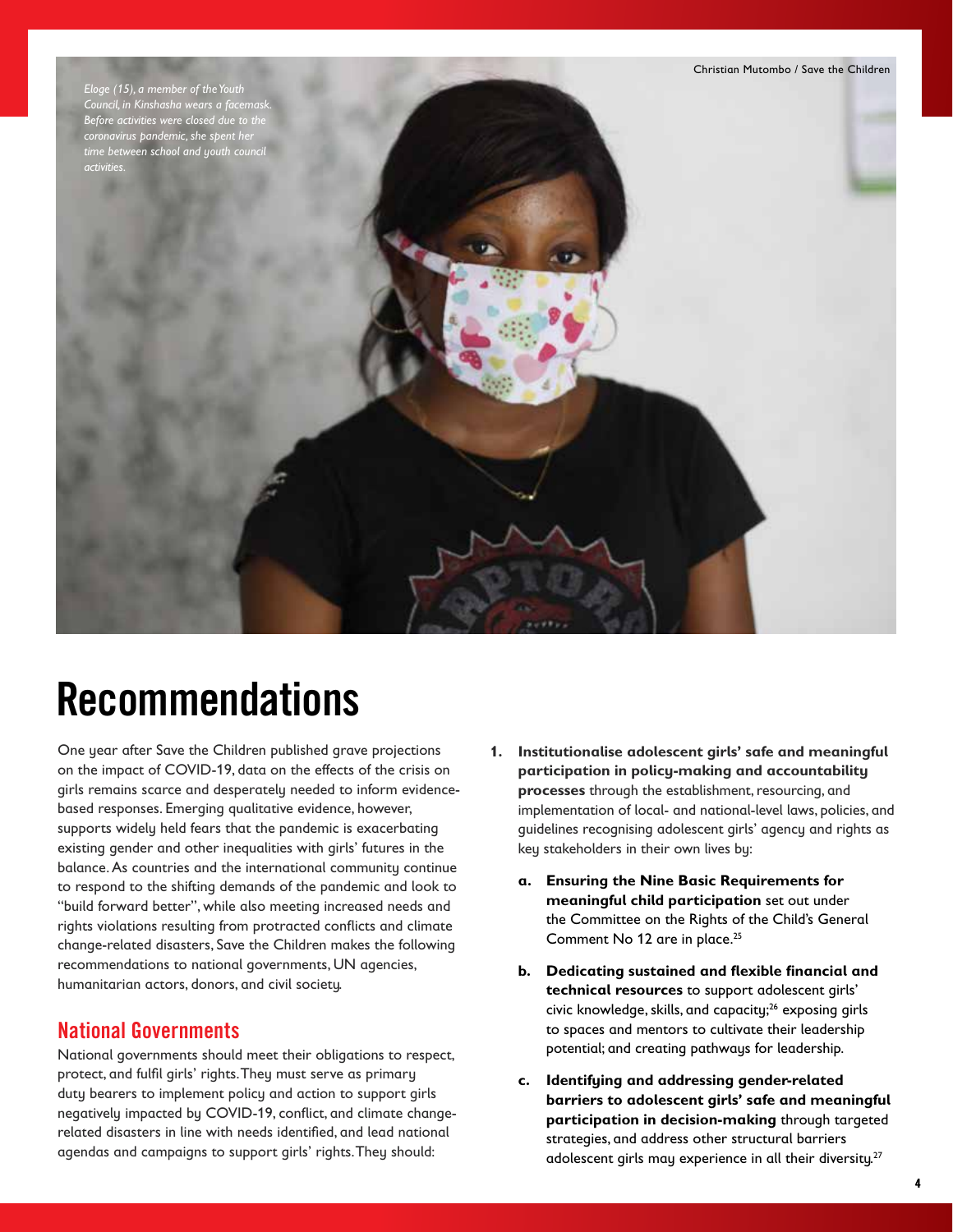*Eloge (15), a member of the Youth Council, in Kinshasha wears a facemask. Before activities were closed due to the coronavirus pandemic, she spent her time between school and youth council activities.*

Christian Mutombo / Save the Children

# Recommendations

One year after Save the Children published grave projections on the impact of COVID-19, data on the effects of the crisis on girls remains scarce and desperately needed to inform evidence-based responses. Emerging qualitative evidence, however, supports widely held fears that the pandemic is exacerbating existing gender and other inequalities with girls' futures in the balance. As countries and the international community continue to respond to the shifting demands of the pandemic and look to "build forward better", while also meeting increased needs and rights violations resulting from protracted conflicts and climate change-related disasters, Save the Children makes the following recommendations to national governments, UN agencies, humanitarian actors, donors, and civil society.

## National Governments

National governments should meet their obligations to respect, protect, and fulfil girls' rights. They must serve as primary duty bearers to implement policy and action to support girls negatively impacted by COVID-19, conflict, and climate change-related disasters in line with needs identified, and lead national agendas and campaigns to support girls' rights. They should:

1. **Institutionalise adolescent girls' safe and meaningful participation in policy-making and accountability processes** through the establishment, resourcing, and implementation of local- and national-level laws, policies, and guidelines recognising adolescent girls' agency and rights as key stakeholders in their own lives by:

   a. **Ensuring the Nine Basic Requirements for meaningful child participation** set out under the Committee on the Rights of the Child's General Comment No 12 are in place.[25]

   b. **Dedicating sustained and flexible financial and technical resources** to support adolescent girls' civic knowledge, skills, and capacity;[26] exposing girls to spaces and mentors to cultivate their leadership potential; and creating pathways for leadership.

   c. **Identifying and addressing gender-related barriers to adolescent girls' safe and meaningful participation in decision-making** through targeted strategies, and address other structural barriers adolescent girls may experience in all their diversity.[27]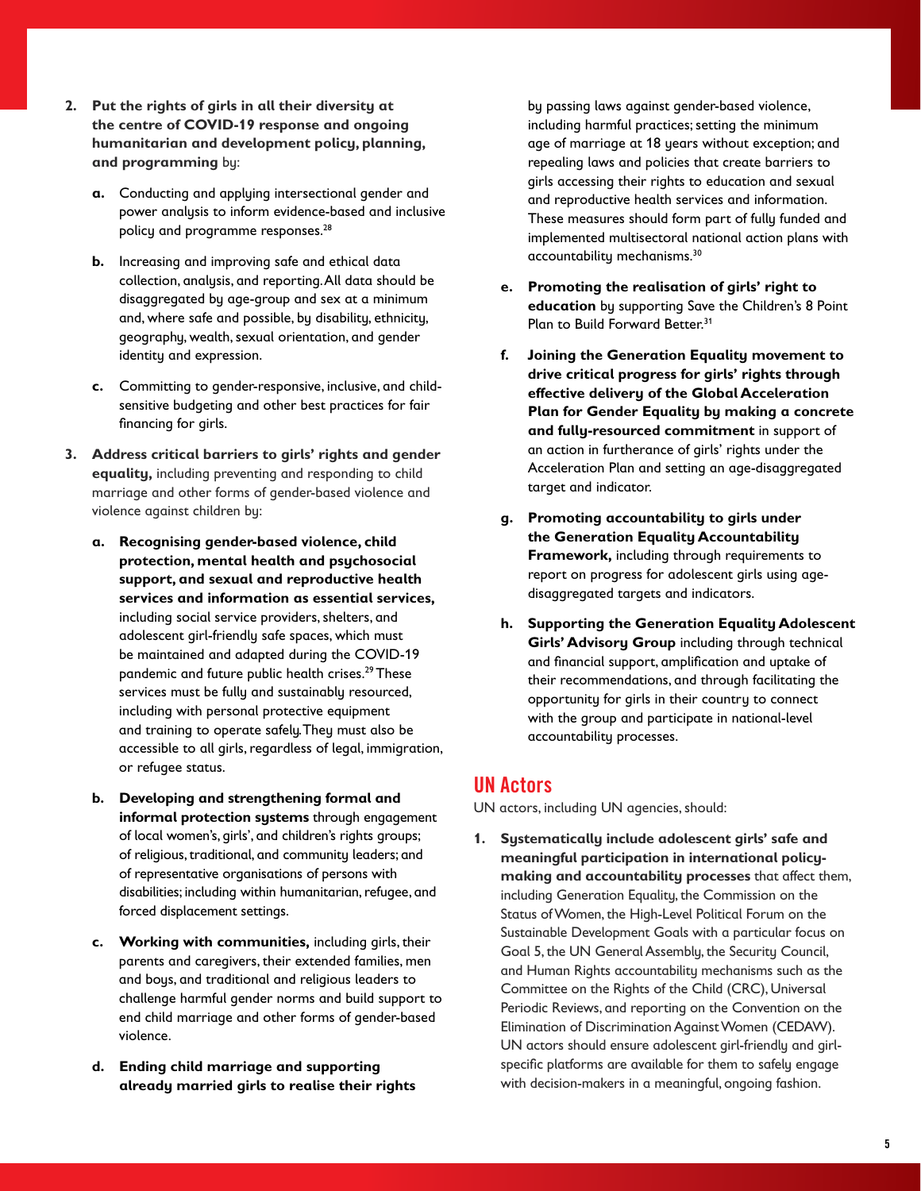2. **Put the rights of girls in all their diversity at the centre of COVID-19 response and ongoing humanitarian and development policy, planning, and programming** by:

   a. Conducting and applying intersectional gender and power analysis to inform evidence-based and inclusive policy and programme responses.[28]

   b. Increasing and improving safe and ethical data collection, analysis, and reporting. All data should be disaggregated by age-group and sex at a minimum and, where safe and possible, by disability, ethnicity, geography, wealth, sexual orientation, and gender identity and expression.

   c. Committing to gender-responsive, inclusive, and child-sensitive budgeting and other best practices for fair financing for girls.

3. **Address critical barriers to girls' rights and gender equality,** including preventing and responding to child marriage and other forms of gender-based violence and violence against children by:

   a. **Recognising gender-based violence, child protection, mental health and psychosocial support, and sexual and reproductive health services and information as essential services,** including social service providers, shelters, and adolescent girl-friendly safe spaces, which must be maintained and adapted during the COVID-19 pandemic and future public health crises.[29] These services must be fully and sustainably resourced, including with personal protective equipment and training to operate safely. They must also be accessible to all girls, regardless of legal, immigration, or refugee status.

   b. **Developing and strengthening formal and informal protection systems** through engagement of local women's, girls', and children's rights groups; of religious, traditional, and community leaders; and of representative organisations of persons with disabilities; including within humanitarian, refugee, and forced displacement settings.

   c. **Working with communities,** including girls, their parents and caregivers, their extended families, men and boys, and traditional and religious leaders to challenge harmful gender norms and build support to end child marriage and other forms of gender-based violence.

   d. **Ending child marriage and supporting already married girls to realise their rights** by passing laws against gender-based violence, including harmful practices; setting the minimum age of marriage at 18 years without exception; and repealing laws and policies that create barriers to girls accessing their rights to education and sexual and reproductive health services and information. These measures should form part of fully funded and implemented multisectoral national action plans with accountability mechanisms.[30]

   e. **Promoting the realisation of girls' right to education** by supporting Save the Children's 8 Point Plan to Build Forward Better.[31]

   f. **Joining the Generation Equality movement to drive critical progress for girls' rights through effective delivery of the Global Acceleration Plan for Gender Equality by making a concrete and fully-resourced commitment** in support of an action in furtherance of girls' rights under the Acceleration Plan and setting an age-disaggregated target and indicator.

   g. **Promoting accountability to girls under the Generation Equality Accountability Framework,** including through requirements to report on progress for adolescent girls using age-disaggregated targets and indicators.

   h. **Supporting the Generation Equality Adolescent Girls' Advisory Group** including through technical and financial support, amplification and uptake of their recommendations, and through facilitating the opportunity for girls in their country to connect with the group and participate in national-level accountability processes.

## UN Actors

UN actors, including UN agencies, should:

1. **Systematically include adolescent girls' safe and meaningful participation in international policy-making and accountability processes** that affect them, including Generation Equality, the Commission on the Status of Women, the High-Level Political Forum on the Sustainable Development Goals with a particular focus on Goal 5, the UN General Assembly, the Security Council, and Human Rights accountability mechanisms such as the Committee on the Rights of the Child (CRC), Universal Periodic Reviews, and reporting on the Convention on the Elimination of Discrimination Against Women (CEDAW). UN actors should ensure adolescent girl-friendly and girl-specific platforms are available for them to safely engage with decision-makers in a meaningful, ongoing fashion.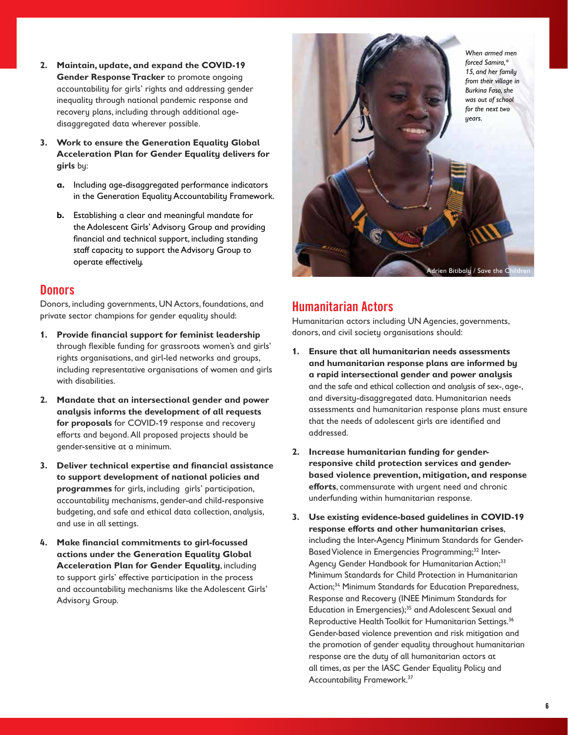2. **Maintain, update, and expand the COVID-19 Gender Response Tracker** to promote ongoing accountability for girls' rights and addressing gender inequality through national pandemic response and recovery plans, including through additional age-disaggregated data wherever possible.

3. **Work to ensure the Generation Equality Global Acceleration Plan for Gender Equality delivers for girls** by:

   a. Including age-disaggregated performance indicators in the Generation Equality Accountability Framework.

   b. Establishing a clear and meaningful mandate for the Adolescent Girls' Advisory Group and providing financial and technical support, including standing staff capacity to support the Advisory Group to operate effectively.

## Donors

Donors, including governments, UN Actors, foundations, and private sector champions for gender equality should:

1. **Provide financial support for feminist leadership** through flexible funding for grassroots women's and girls' rights organisations, and girl-led networks and groups, including representative organisations of women and girls with disabilities.

2. **Mandate that an intersectional gender and power analysis informs the development of all requests for proposals** for COVID-19 response and recovery efforts and beyond. All proposed projects should be gender-sensitive at a minimum.

3. **Deliver technical expertise and financial assistance to support development of national policies and programmes** for girls, including girls' participation, accountability mechanisms, gender-and child-responsive budgeting, and safe and ethical data collection, analysis, and use in all settings.

4. **Make financial commitments to girl-focussed actions under the Generation Equality Global Acceleration Plan for Gender Equality**, including to support girls' effective participation in the process and accountability mechanisms like the Adolescent Girls' Advisory Group.

*When armed men forced Samira,\* 15, and her family from their village in Burkina Faso, she was out of school for the next two years.*

Adrien Bitibaly / Save the Children

## Humanitarian Actors

Humanitarian actors including UN Agencies, governments, donors, and civil society organisations should:

1. **Ensure that all humanitarian needs assessments and humanitarian response plans are informed by a rapid intersectional gender and power analysis** and the safe and ethical collection and analysis of sex-, age-, and diversity-disaggregated data. Humanitarian needs assessments and humanitarian response plans must ensure that the needs of adolescent girls are identified and addressed.

2. **Increase humanitarian funding for gender-responsive child protection services and gender-based violence prevention, mitigation, and response efforts**, commensurate with urgent need and chronic underfunding within humanitarian response.

3. **Use existing evidence-based guidelines in COVID-19 response efforts and other humanitarian crises**, including the Inter-Agency Minimum Standards for Gender-Based Violence in Emergencies Programming;[32] Inter-Agency Gender Handbook for Humanitarian Action;[33] Minimum Standards for Child Protection in Humanitarian Action;[34] Minimum Standards for Education Preparedness, Response and Recovery (INEE Minimum Standards for Education in Emergencies);[35] and Adolescent Sexual and Reproductive Health Toolkit for Humanitarian Settings.[36] Gender-based violence prevention and risk mitigation and the promotion of gender equality throughout humanitarian response are the duty of all humanitarian actors at all times, as per the IASC Gender Equality Policy and Accountability Framework.[37]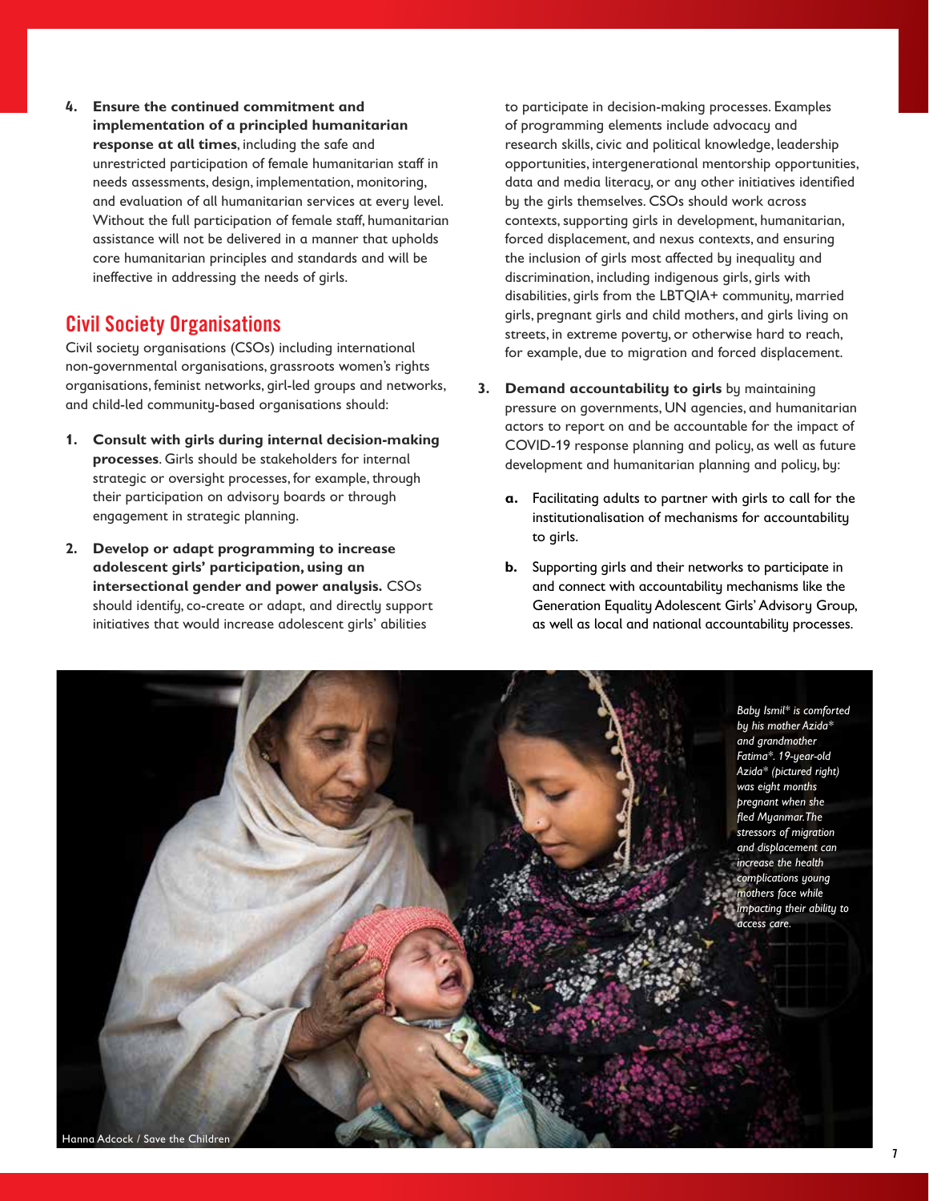4. **Ensure the continued commitment and implementation of a principled humanitarian response at all times**, including the safe and unrestricted participation of female humanitarian staff in needs assessments, design, implementation, monitoring, and evaluation of all humanitarian services at every level. Without the full participation of female staff, humanitarian assistance will not be delivered in a manner that upholds core humanitarian principles and standards and will be ineffective in addressing the needs of girls.

## Civil Society Organisations

Civil society organisations (CSOs) including international non-governmental organisations, grassroots women's rights organisations, feminist networks, girl-led groups and networks, and child-led community-based organisations should:

1. **Consult with girls during internal decision-making processes**. Girls should be stakeholders for internal strategic or oversight processes, for example, through their participation on advisory boards or through engagement in strategic planning.

2. **Develop or adapt programming to increase adolescent girls' participation, using an intersectional gender and power analysis.** CSOs should identify, co-create or adapt, and directly support initiatives that would increase adolescent girls' abilities to participate in decision-making processes. Examples of programming elements include advocacy and research skills, civic and political knowledge, leadership opportunities, intergenerational mentorship opportunities, data and media literacy, or any other initiatives identified by the girls themselves. CSOs should work across contexts, supporting girls in development, humanitarian, forced displacement, and nexus contexts, and ensuring the inclusion of girls most affected by inequality and discrimination, including indigenous girls, girls with disabilities, girls from the LBTQIA+ community, married girls, pregnant girls and child mothers, and girls living on streets, in extreme poverty, or otherwise hard to reach, for example, due to migration and forced displacement.

3. **Demand accountability to girls** by maintaining pressure on governments, UN agencies, and humanitarian actors to report on and be accountable for the impact of COVID-19 response planning and policy, as well as future development and humanitarian planning and policy, by:

   a. Facilitating adults to partner with girls to call for the institutionalisation of mechanisms for accountability to girls.

   b. Supporting girls and their networks to participate in and connect with accountability mechanisms like the Generation Equality Adolescent Girls' Advisory Group, as well as local and national accountability processes.

*Baby Ismil\* is comforted by his mother Azida\* and grandmother Fatima\*. 19-year-old Azida\* (pictured right) was eight months pregnant when she fled Myanmar. The stressors of migration and displacement can increase the health complications young mothers face while impacting their ability to access care.*

Hanna Adcock / Save the Children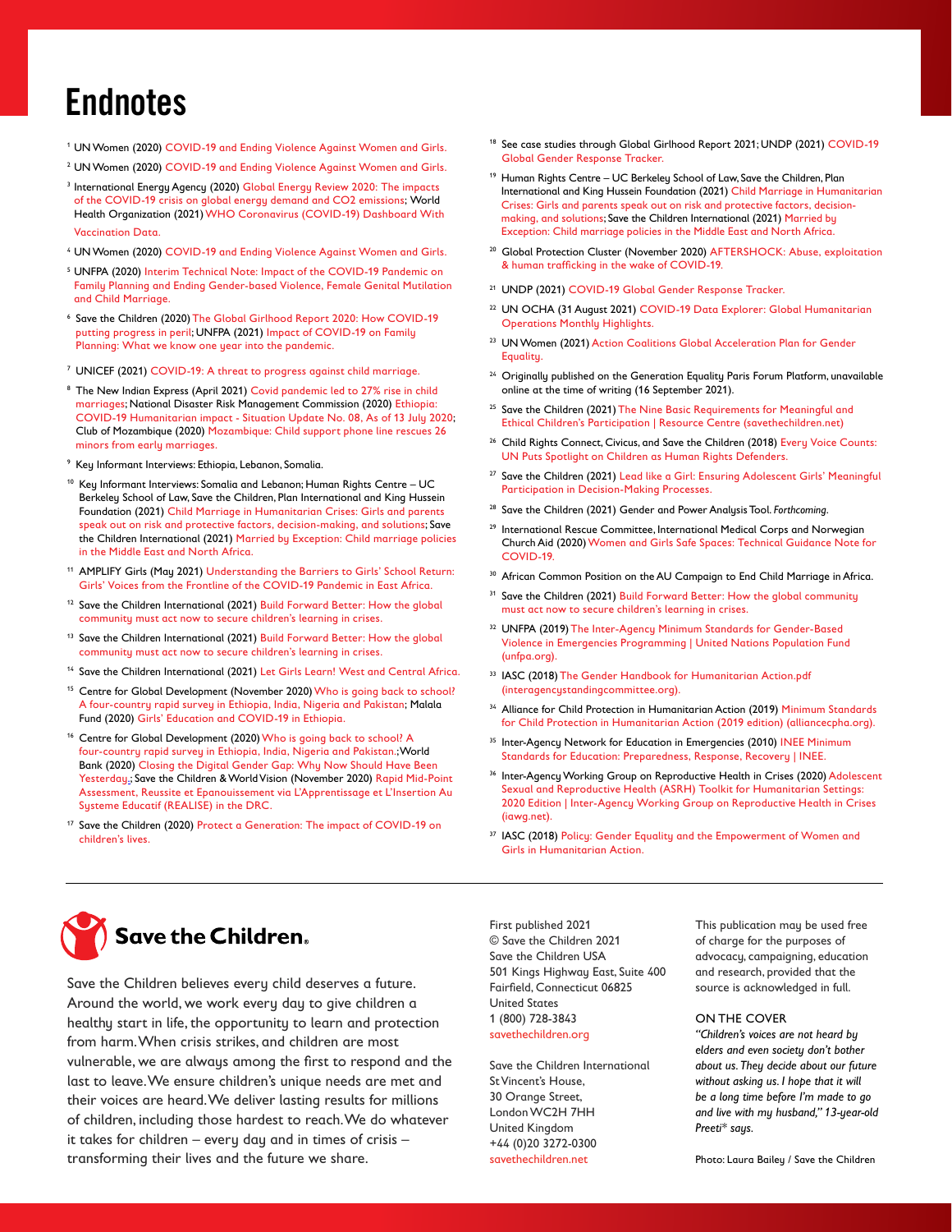# Endnotes

1. UN Women (2020) COVID-19 and Ending Violence Against Women and Girls.
2. UN Women (2020) COVID-19 and Ending Violence Against Women and Girls.
3. International Energy Agency (2020) Global Energy Review 2020: The impacts of the COVID-19 crisis on global energy demand and CO2 emissions; World Health Organization (2021) WHO Coronavirus (COVID-19) Dashboard With Vaccination Data.
4. UN Women (2020) COVID-19 and Ending Violence Against Women and Girls.
5. UNFPA (2020) Interim Technical Note: Impact of the COVID-19 Pandemic on Family Planning and Ending Gender-based Violence, Female Genital Mutilation and Child Marriage.
6. Save the Children (2020) The Global Girlhood Report 2020: How COVID-19 putting progress in peril; UNFPA (2021) Impact of COVID-19 on Family Planning: What we know one year into the pandemic.
7. UNICEF (2021) COVID-19: A threat to progress against child marriage.
8. The New Indian Express (April 2021) Covid pandemic led to 27% rise in child marriages; National Disaster Risk Management Commission (2020) Ethiopia: COVID-19 Humanitarian impact - Situation Update No. 08, As of 13 July 2020; Club of Mozambique (2020) Mozambique: Child support phone line rescues 26 minors from early marriages.
9. Key Informant Interviews: Ethiopia, Lebanon, Somalia.
10. Key Informant Interviews: Somalia and Lebanon; Human Rights Centre – UC Berkeley School of Law, Save the Children, Plan International and King Hussein Foundation (2021) Child Marriage in Humanitarian Crises: Girls and parents speak out on risk and protective factors, decision-making, and solutions; Save the Children International (2021) Married by Exception: Child marriage policies in the Middle East and North Africa.
11. AMPLIFY Girls (May 2021) Understanding the Barriers to Girls' School Return: Girls' Voices from the Frontline of the COVID-19 Pandemic in East Africa.
12. Save the Children International (2021) Build Forward Better: How the global community must act now to secure children's learning in crises.
13. Save the Children International (2021) Build Forward Better: How the global community must act now to secure children's learning in crises.
14. Save the Children International (2021) Let Girls Learn! West and Central Africa.
15. Centre for Global Development (November 2020) Who is going back to school? A four-country rapid survey in Ethiopia, India, Nigeria and Pakistan; Malala Fund (2020) Girls' Education and COVID-19 in Ethiopia.
16. Centre for Global Development (2020) Who is going back to school? A four-country rapid survey in Ethiopia, India, Nigeria and Pakistan.; World Bank (2020) Closing the Digital Gender Gap: Why Now Should Have Been Yesterday.; Save the Children & World Vision (November 2020) Rapid Mid-Point Assessment, Reussite et Epanouissement via L'Apprentissage et L'Insertion Au Systeme Educatif (REALISE) in the DRC.
17. Save the Children (2020) Protect a Generation: The impact of COVID-19 on children's lives.
18. See case studies through Global Girlhood Report 2021; UNDP (2021) COVID-19 Global Gender Response Tracker.
19. Human Rights Centre – UC Berkeley School of Law, Save the Children, Plan International and King Hussein Foundation (2021) Child Marriage in Humanitarian Crises: Girls and parents speak out on risk and protective factors, decision-making, and solutions; Save the Children International (2021) Married by Exception: Child marriage policies in the Middle East and North Africa.
20. Global Protection Cluster (November 2020) AFTERSHOCK: Abuse, exploitation & human trafficking in the wake of COVID-19.
21. UNDP (2021) COVID-19 Global Gender Response Tracker.
22. UN OCHA (31 August 2021) COVID-19 Data Explorer: Global Humanitarian Operations Monthly Highlights.
23. UN Women (2021) Action Coalitions Global Acceleration Plan for Gender Equality.
24. Originally published on the Generation Equality Paris Forum Platform, unavailable online at the time of writing (16 September 2021).
25. Save the Children (2021) The Nine Basic Requirements for Meaningful and Ethical Children's Participation | Resource Centre (savethechildren.net)
26. Child Rights Connect, Civicus, and Save the Children (2018) Every Voice Counts: UN Puts Spotlight on Children as Human Rights Defenders.
27. Save the Children (2021) Lead like a Girl: Ensuring Adolescent Girls' Meaningful Participation in Decision-Making Processes.
28. Save the Children (2021) Gender and Power Analysis Tool. *Forthcoming.*
29. International Rescue Committee, International Medical Corps and Norwegian Church Aid (2020) Women and Girls Safe Spaces: Technical Guidance Note for COVID-19.
30. African Common Position on the AU Campaign to End Child Marriage in Africa.
31. Save the Children (2021) Build Forward Better: How the global community must act now to secure children's learning in crises.
32. UNFPA (2019) The Inter-Agency Minimum Standards for Gender-Based Violence in Emergencies Programming | United Nations Population Fund (unfpa.org).
33. IASC (2018) The Gender Handbook for Humanitarian Action.pdf (interagencystandingcommittee.org).
34. Alliance for Child Protection in Humanitarian Action (2019) Minimum Standards for Child Protection in Humanitarian Action (2019 edition) (alliancecpha.org).
35. Inter-Agency Network for Education in Emergencies (2010) INEE Minimum Standards for Education: Preparedness, Response, Recovery | INEE.
36. Inter-Agency Working Group on Reproductive Health in Crises (2020) Adolescent Sexual and Reproductive Health (ASRH) Toolkit for Humanitarian Settings: 2020 Edition | Inter-Agency Working Group on Reproductive Health in Crises (iawg.net).
37. IASC (2018) Policy: Gender Equality and the Empowerment of Women and Girls in Humanitarian Action.

---

**Save the Children.**

Save the Children believes every child deserves a future. Around the world, we work every day to give children a healthy start in life, the opportunity to learn and protection from harm. When crisis strikes, and children are most vulnerable, we are always among the first to respond and the last to leave. We ensure children's unique needs are met and their voices are heard. We deliver lasting results for millions of children, including those hardest to reach. We do whatever it takes for children – every day and in times of crisis – transforming their lives and the future we share.

First published 2021
© Save the Children 2021
Save the Children USA
501 Kings Highway East, Suite 400
Fairfield, Connecticut 06825
United States
1 (800) 728-3843
savethechildren.org

Save the Children International
St Vincent's House,
30 Orange Street,
London WC2H 7HH
United Kingdom
+44 (0)20 3272-0300
savethechildren.net

This publication may be used free of charge for the purposes of advocacy, campaigning, education and research, provided that the source is acknowledged in full.

ON THE COVER

*"Children's voices are not heard by elders and even society don't bother about us. They decide about our future without asking us. I hope that it will be a long time before I'm made to go and live with my husband," 13-year-old Preeti\* says.*

Photo: Laura Bailey / Save the Children